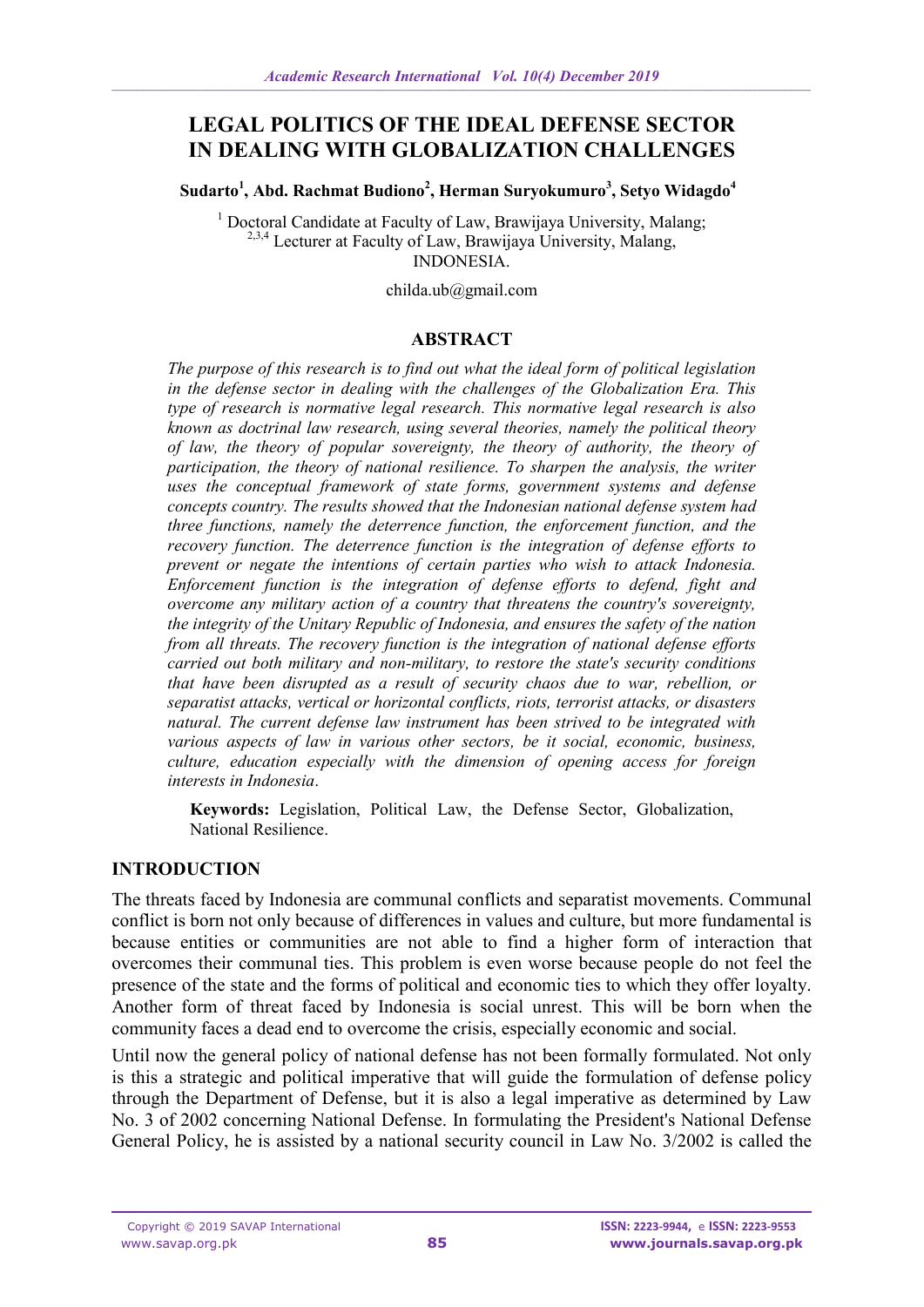# LEGAL POLITICS OF THE IDEAL DEFENSE SECTOR IN DEALING WITH GLOBALIZATION CHALLENGES

**Sudarto[1], Abd. Rachmat Budiono[2], Herman Suryokumuro[3], Setyo Widagdo[4]**

[1] Doctoral Candidate at Faculty of Law, Brawijaya University, Malang;
[2,3,4] Lecturer at Faculty of Law, Brawijaya University, Malang,
INDONESIA.

childa.ub@gmail.com

## ABSTRACT

*The purpose of this research is to find out what the ideal form of political legislation in the defense sector in dealing with the challenges of the Globalization Era. This type of research is normative legal research. This normative legal research is also known as doctrinal law research, using several theories, namely the political theory of law, the theory of popular sovereignty, the theory of authority, the theory of participation, the theory of national resilience. To sharpen the analysis, the writer uses the conceptual framework of state forms, government systems and defense concepts country. The results showed that the Indonesian national defense system had three functions, namely the deterrence function, the enforcement function, and the recovery function. The deterrence function is the integration of defense efforts to prevent or negate the intentions of certain parties who wish to attack Indonesia. Enforcement function is the integration of defense efforts to defend, fight and overcome any military action of a country that threatens the country's sovereignty, the integrity of the Unitary Republic of Indonesia, and ensures the safety of the nation from all threats. The recovery function is the integration of national defense efforts carried out both military and non-military, to restore the state's security conditions that have been disrupted as a result of security chaos due to war, rebellion, or separatist attacks, vertical or horizontal conflicts, riots, terrorist attacks, or disasters natural. The current defense law instrument has been strived to be integrated with various aspects of law in various other sectors, be it social, economic, business, culture, education especially with the dimension of opening access for foreign interests in Indonesia.*

**Keywords:** Legislation, Political Law, the Defense Sector, Globalization, National Resilience.

## INTRODUCTION

The threats faced by Indonesia are communal conflicts and separatist movements. Communal conflict is born not only because of differences in values and culture, but more fundamental is because entities or communities are not able to find a higher form of interaction that overcomes their communal ties. This problem is even worse because people do not feel the presence of the state and the forms of political and economic ties to which they offer loyalty. Another form of threat faced by Indonesia is social unrest. This will be born when the community faces a dead end to overcome the crisis, especially economic and social.

Until now the general policy of national defense has not been formally formulated. Not only is this a strategic and political imperative that will guide the formulation of defense policy through the Department of Defense, but it is also a legal imperative as determined by Law No. 3 of 2002 concerning National Defense. In formulating the President's National Defense General Policy, he is assisted by a national security council in Law No. 3/2002 is called the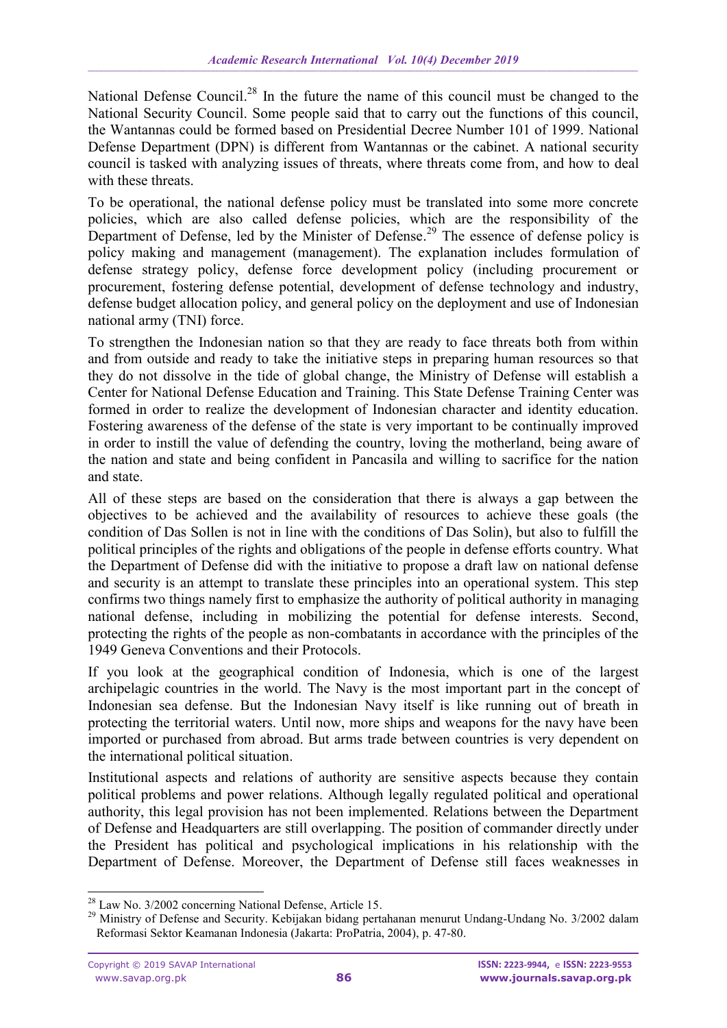National Defense Council.[28] In the future the name of this council must be changed to the National Security Council. Some people said that to carry out the functions of this council, the Wantannas could be formed based on Presidential Decree Number 101 of 1999. National Defense Department (DPN) is different from Wantannas or the cabinet. A national security council is tasked with analyzing issues of threats, where threats come from, and how to deal with these threats.

To be operational, the national defense policy must be translated into some more concrete policies, which are also called defense policies, which are the responsibility of the Department of Defense, led by the Minister of Defense.[29] The essence of defense policy is policy making and management (management). The explanation includes formulation of defense strategy policy, defense force development policy (including procurement or procurement, fostering defense potential, development of defense technology and industry, defense budget allocation policy, and general policy on the deployment and use of Indonesian national army (TNI) force.

To strengthen the Indonesian nation so that they are ready to face threats both from within and from outside and ready to take the initiative steps in preparing human resources so that they do not dissolve in the tide of global change, the Ministry of Defense will establish a Center for National Defense Education and Training. This State Defense Training Center was formed in order to realize the development of Indonesian character and identity education. Fostering awareness of the defense of the state is very important to be continually improved in order to instill the value of defending the country, loving the motherland, being aware of the nation and state and being confident in Pancasila and willing to sacrifice for the nation and state.

All of these steps are based on the consideration that there is always a gap between the objectives to be achieved and the availability of resources to achieve these goals (the condition of Das Sollen is not in line with the conditions of Das Solin), but also to fulfill the political principles of the rights and obligations of the people in defense efforts country. What the Department of Defense did with the initiative to propose a draft law on national defense and security is an attempt to translate these principles into an operational system. This step confirms two things namely first to emphasize the authority of political authority in managing national defense, including in mobilizing the potential for defense interests. Second, protecting the rights of the people as non-combatants in accordance with the principles of the 1949 Geneva Conventions and their Protocols.

If you look at the geographical condition of Indonesia, which is one of the largest archipelagic countries in the world. The Navy is the most important part in the concept of Indonesian sea defense. But the Indonesian Navy itself is like running out of breath in protecting the territorial waters. Until now, more ships and weapons for the navy have been imported or purchased from abroad. But arms trade between countries is very dependent on the international political situation.

Institutional aspects and relations of authority are sensitive aspects because they contain political problems and power relations. Although legally regulated political and operational authority, this legal provision has not been implemented. Relations between the Department of Defense and Headquarters are still overlapping. The position of commander directly under the President has political and psychological implications in his relationship with the Department of Defense. Moreover, the Department of Defense still faces weaknesses in

---

[28] Law No. 3/2002 concerning National Defense, Article 15.

[29] Ministry of Defense and Security. Kebijakan bidang pertahanan menurut Undang-Undang No. 3/2002 dalam Reformasi Sektor Keamanan Indonesia (Jakarta: ProPatria, 2004), p. 47-80.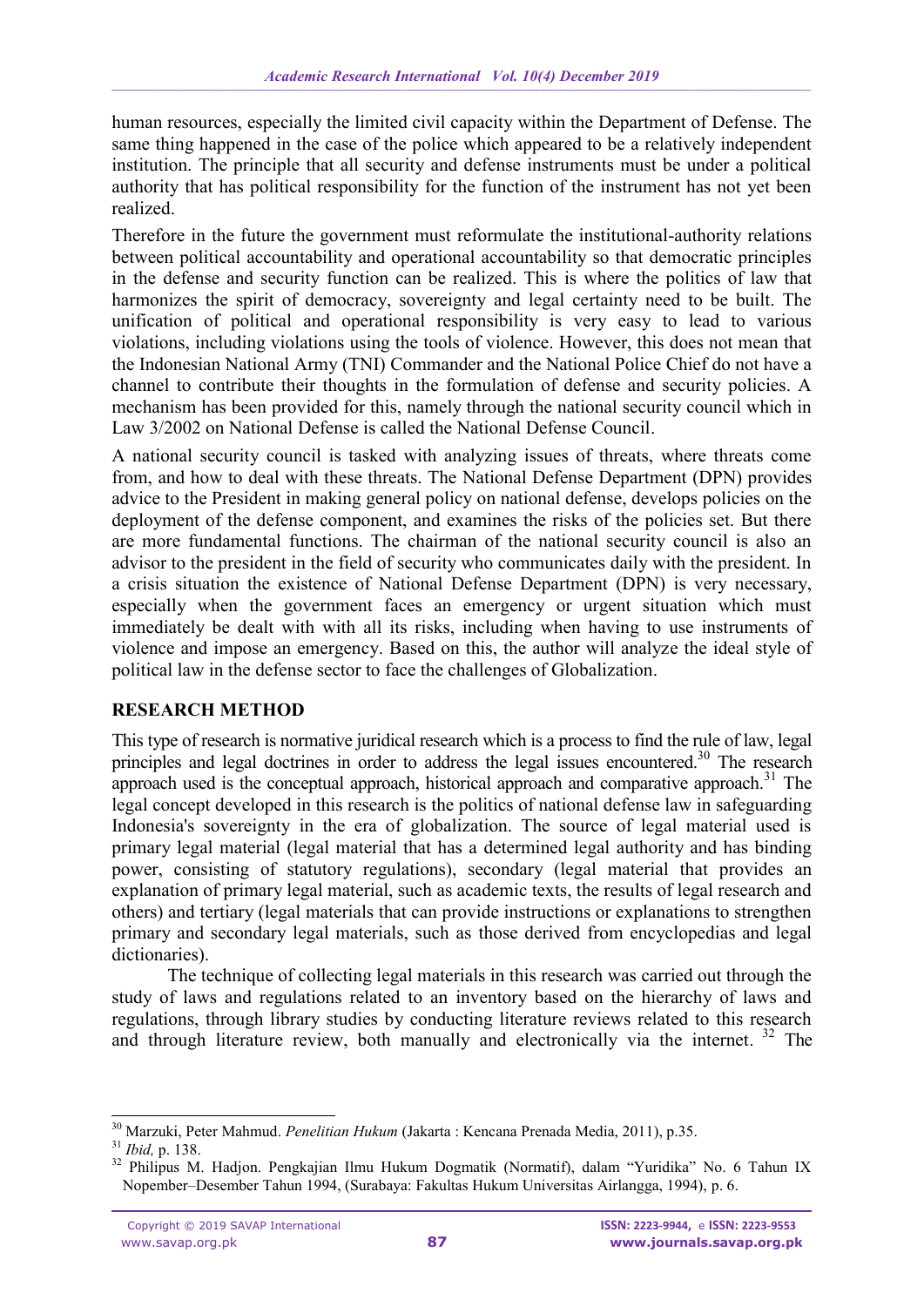human resources, especially the limited civil capacity within the Department of Defense. The same thing happened in the case of the police which appeared to be a relatively independent institution. The principle that all security and defense instruments must be under a political authority that has political responsibility for the function of the instrument has not yet been realized.

Therefore in the future the government must reformulate the institutional-authority relations between political accountability and operational accountability so that democratic principles in the defense and security function can be realized. This is where the politics of law that harmonizes the spirit of democracy, sovereignty and legal certainty need to be built. The unification of political and operational responsibility is very easy to lead to various violations, including violations using the tools of violence. However, this does not mean that the Indonesian National Army (TNI) Commander and the National Police Chief do not have a channel to contribute their thoughts in the formulation of defense and security policies. A mechanism has been provided for this, namely through the national security council which in Law 3/2002 on National Defense is called the National Defense Council.

A national security council is tasked with analyzing issues of threats, where threats come from, and how to deal with these threats. The National Defense Department (DPN) provides advice to the President in making general policy on national defense, develops policies on the deployment of the defense component, and examines the risks of the policies set. But there are more fundamental functions. The chairman of the national security council is also an advisor to the president in the field of security who communicates daily with the president. In a crisis situation the existence of National Defense Department (DPN) is very necessary, especially when the government faces an emergency or urgent situation which must immediately be dealt with with all its risks, including when having to use instruments of violence and impose an emergency. Based on this, the author will analyze the ideal style of political law in the defense sector to face the challenges of Globalization.

## RESEARCH METHOD

This type of research is normative juridical research which is a process to find the rule of law, legal principles and legal doctrines in order to address the legal issues encountered.[30] The research approach used is the conceptual approach, historical approach and comparative approach.[31] The legal concept developed in this research is the politics of national defense law in safeguarding Indonesia's sovereignty in the era of globalization. The source of legal material used is primary legal material (legal material that has a determined legal authority and has binding power, consisting of statutory regulations), secondary (legal material that provides an explanation of primary legal material, such as academic texts, the results of legal research and others) and tertiary (legal materials that can provide instructions or explanations to strengthen primary and secondary legal materials, such as those derived from encyclopedias and legal dictionaries).

The technique of collecting legal materials in this research was carried out through the study of laws and regulations related to an inventory based on the hierarchy of laws and regulations, through library studies by conducting literature reviews related to this research and through literature review, both manually and electronically via the internet.[32] The

---

[30] Marzuki, Peter Mahmud. *Penelitian Hukum* (Jakarta : Kencana Prenada Media, 2011), p.35.

[31] *Ibid,* p. 138.

[32] Philipus M. Hadjon. Pengkajian Ilmu Hukum Dogmatik (Normatif), dalam "Yuridika" No. 6 Tahun IX Nopember–Desember Tahun 1994, (Surabaya: Fakultas Hukum Universitas Airlangga, 1994), p. 6.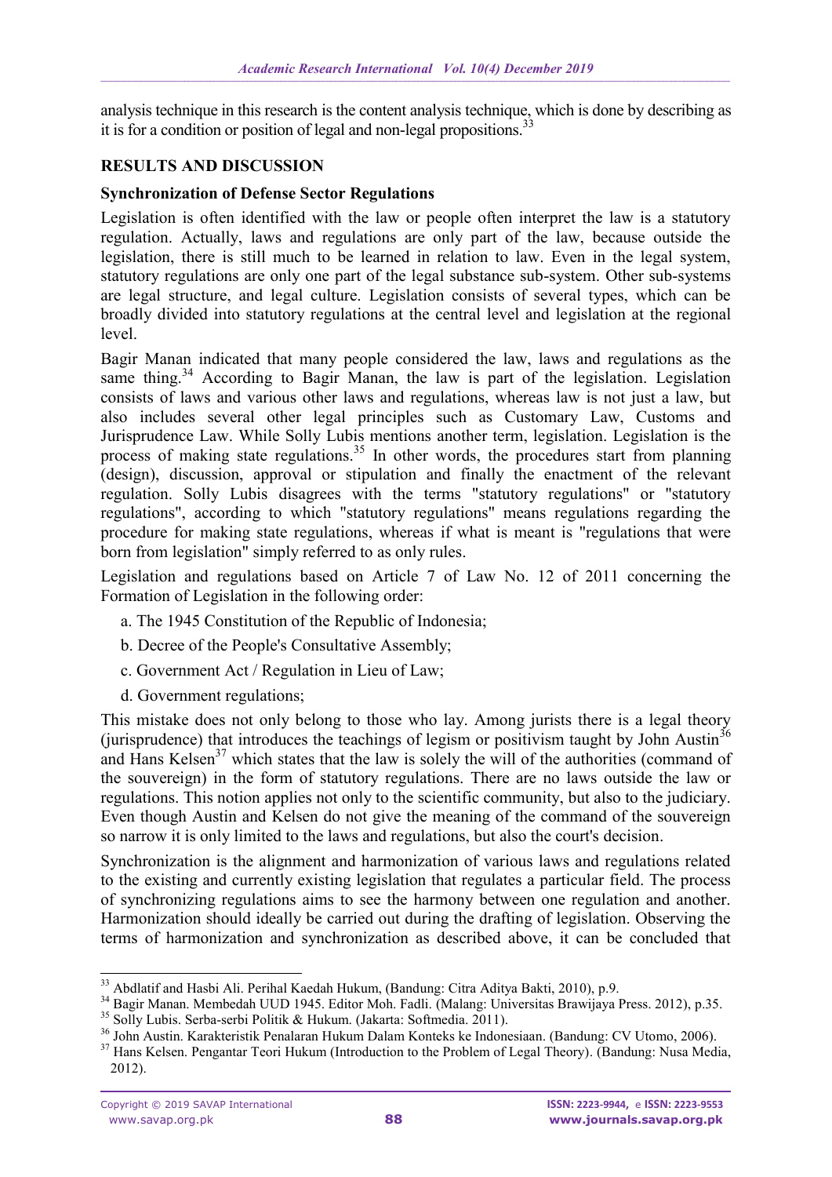analysis technique in this research is the content analysis technique, which is done by describing as it is for a condition or position of legal and non-legal propositions.[33]

## RESULTS AND DISCUSSION

### Synchronization of Defense Sector Regulations

Legislation is often identified with the law or people often interpret the law is a statutory regulation. Actually, laws and regulations are only part of the law, because outside the legislation, there is still much to be learned in relation to law. Even in the legal system, statutory regulations are only one part of the legal substance sub-system. Other sub-systems are legal structure, and legal culture. Legislation consists of several types, which can be broadly divided into statutory regulations at the central level and legislation at the regional level.

Bagir Manan indicated that many people considered the law, laws and regulations as the same thing.[34] According to Bagir Manan, the law is part of the legislation. Legislation consists of laws and various other laws and regulations, whereas law is not just a law, but also includes several other legal principles such as Customary Law, Customs and Jurisprudence Law. While Solly Lubis mentions another term, legislation. Legislation is the process of making state regulations.[35] In other words, the procedures start from planning (design), discussion, approval or stipulation and finally the enactment of the relevant regulation. Solly Lubis disagrees with the terms "statutory regulations" or "statutory regulations", according to which "statutory regulations" means regulations regarding the procedure for making state regulations, whereas if what is meant is "regulations that were born from legislation" simply referred to as only rules.

Legislation and regulations based on Article 7 of Law No. 12 of 2011 concerning the Formation of Legislation in the following order:

a. The 1945 Constitution of the Republic of Indonesia;

b. Decree of the People's Consultative Assembly;

c. Government Act / Regulation in Lieu of Law;

d. Government regulations;

This mistake does not only belong to those who lay. Among jurists there is a legal theory (jurisprudence) that introduces the teachings of legism or positivism taught by John Austin[36] and Hans Kelsen[37] which states that the law is solely the will of the authorities (command of the souvereign) in the form of statutory regulations. There are no laws outside the law or regulations. This notion applies not only to the scientific community, but also to the judiciary. Even though Austin and Kelsen do not give the meaning of the command of the souvereign so narrow it is only limited to the laws and regulations, but also the court's decision.

Synchronization is the alignment and harmonization of various laws and regulations related to the existing and currently existing legislation that regulates a particular field. The process of synchronizing regulations aims to see the harmony between one regulation and another. Harmonization should ideally be carried out during the drafting of legislation. Observing the terms of harmonization and synchronization as described above, it can be concluded that

---

[33] Abdlatif and Hasbi Ali. Perihal Kaedah Hukum, (Bandung: Citra Aditya Bakti, 2010), p.9.

[34] Bagir Manan. Membedah UUD 1945. Editor Moh. Fadli. (Malang: Universitas Brawijaya Press. 2012), p.35.

[35] Solly Lubis. Serba-serbi Politik & Hukum. (Jakarta: Softmedia. 2011).

[36] John Austin. Karakteristik Penalaran Hukum Dalam Konteks ke Indonesiaan. (Bandung: CV Utomo, 2006).

[37] Hans Kelsen. Pengantar Teori Hukum (Introduction to the Problem of Legal Theory). (Bandung: Nusa Media, 2012).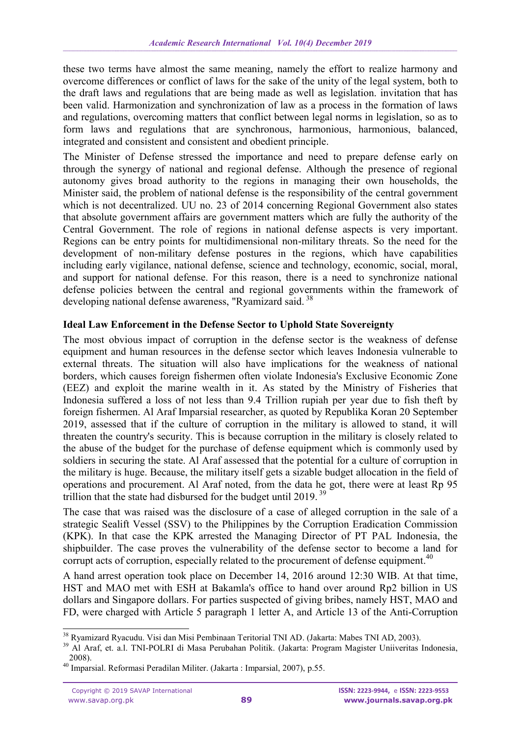these two terms have almost the same meaning, namely the effort to realize harmony and overcome differences or conflict of laws for the sake of the unity of the legal system, both to the draft laws and regulations that are being made as well as legislation. invitation that has been valid. Harmonization and synchronization of law as a process in the formation of laws and regulations, overcoming matters that conflict between legal norms in legislation, so as to form laws and regulations that are synchronous, harmonious, harmonious, balanced, integrated and consistent and consistent and obedient principle.

The Minister of Defense stressed the importance and need to prepare defense early on through the synergy of national and regional defense. Although the presence of regional autonomy gives broad authority to the regions in managing their own households, the Minister said, the problem of national defense is the responsibility of the central government which is not decentralized. UU no. 23 of 2014 concerning Regional Government also states that absolute government affairs are government matters which are fully the authority of the Central Government. The role of regions in national defense aspects is very important. Regions can be entry points for multidimensional non-military threats. So the need for the development of non-military defense postures in the regions, which have capabilities including early vigilance, national defense, science and technology, economic, social, moral, and support for national defense. For this reason, there is a need to synchronize national defense policies between the central and regional governments within the framework of developing national defense awareness, "Ryamizard said. [38]

### Ideal Law Enforcement in the Defense Sector to Uphold State Sovereignty

The most obvious impact of corruption in the defense sector is the weakness of defense equipment and human resources in the defense sector which leaves Indonesia vulnerable to external threats. The situation will also have implications for the weakness of national borders, which causes foreign fishermen often violate Indonesia's Exclusive Economic Zone (EEZ) and exploit the marine wealth in it. As stated by the Ministry of Fisheries that Indonesia suffered a loss of not less than 9.4 Trillion rupiah per year due to fish theft by foreign fishermen. Al Araf Imparsial researcher, as quoted by Republika Koran 20 September 2019, assessed that if the culture of corruption in the military is allowed to stand, it will threaten the country's security. This is because corruption in the military is closely related to the abuse of the budget for the purchase of defense equipment which is commonly used by soldiers in securing the state. Al Araf assessed that the potential for a culture of corruption in the military is huge. Because, the military itself gets a sizable budget allocation in the field of operations and procurement. Al Araf noted, from the data he got, there were at least Rp 95 trillion that the state had disbursed for the budget until 2019. [39]

The case that was raised was the disclosure of a case of alleged corruption in the sale of a strategic Sealift Vessel (SSV) to the Philippines by the Corruption Eradication Commission (KPK). In that case the KPK arrested the Managing Director of PT PAL Indonesia, the shipbuilder. The case proves the vulnerability of the defense sector to become a land for corrupt acts of corruption, especially related to the procurement of defense equipment.[40]

A hand arrest operation took place on December 14, 2016 around 12:30 WIB. At that time, HST and MAO met with ESH at Bakamla's office to hand over around Rp2 billion in US dollars and Singapore dollars. For parties suspected of giving bribes, namely HST, MAO and FD, were charged with Article 5 paragraph 1 letter A, and Article 13 of the Anti-Corruption

---

[38] Ryamizard Ryacudu. Visi dan Misi Pembinaan Teritorial TNI AD. (Jakarta: Mabes TNI AD, 2003).

[39] Al Araf, et. a.l. TNI-POLRI di Masa Perubahan Politik. (Jakarta: Program Magister Uniiveritas Indonesia, 2008).

[40] Imparsial. Reformasi Peradilan Militer. (Jakarta : Imparsial, 2007), p.55.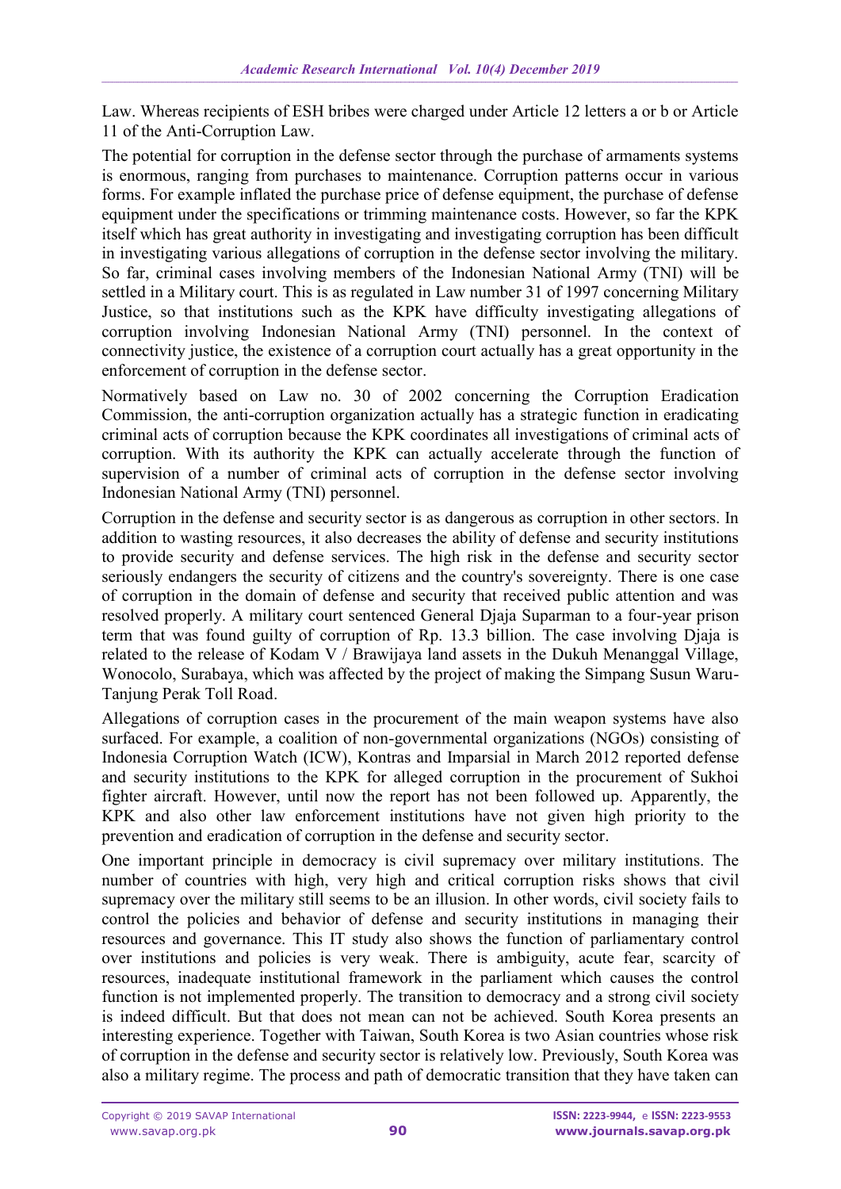Law. Whereas recipients of ESH bribes were charged under Article 12 letters a or b or Article 11 of the Anti-Corruption Law.

The potential for corruption in the defense sector through the purchase of armaments systems is enormous, ranging from purchases to maintenance. Corruption patterns occur in various forms. For example inflated the purchase price of defense equipment, the purchase of defense equipment under the specifications or trimming maintenance costs. However, so far the KPK itself which has great authority in investigating and investigating corruption has been difficult in investigating various allegations of corruption in the defense sector involving the military. So far, criminal cases involving members of the Indonesian National Army (TNI) will be settled in a Military court. This is as regulated in Law number 31 of 1997 concerning Military Justice, so that institutions such as the KPK have difficulty investigating allegations of corruption involving Indonesian National Army (TNI) personnel. In the context of connectivity justice, the existence of a corruption court actually has a great opportunity in the enforcement of corruption in the defense sector.

Normatively based on Law no. 30 of 2002 concerning the Corruption Eradication Commission, the anti-corruption organization actually has a strategic function in eradicating criminal acts of corruption because the KPK coordinates all investigations of criminal acts of corruption. With its authority the KPK can actually accelerate through the function of supervision of a number of criminal acts of corruption in the defense sector involving Indonesian National Army (TNI) personnel.

Corruption in the defense and security sector is as dangerous as corruption in other sectors. In addition to wasting resources, it also decreases the ability of defense and security institutions to provide security and defense services. The high risk in the defense and security sector seriously endangers the security of citizens and the country's sovereignty. There is one case of corruption in the domain of defense and security that received public attention and was resolved properly. A military court sentenced General Djaja Suparman to a four-year prison term that was found guilty of corruption of Rp. 13.3 billion. The case involving Djaja is related to the release of Kodam V / Brawijaya land assets in the Dukuh Menanggal Village, Wonocolo, Surabaya, which was affected by the project of making the Simpang Susun Waru-Tanjung Perak Toll Road.

Allegations of corruption cases in the procurement of the main weapon systems have also surfaced. For example, a coalition of non-governmental organizations (NGOs) consisting of Indonesia Corruption Watch (ICW), Kontras and Imparsial in March 2012 reported defense and security institutions to the KPK for alleged corruption in the procurement of Sukhoi fighter aircraft. However, until now the report has not been followed up. Apparently, the KPK and also other law enforcement institutions have not given high priority to the prevention and eradication of corruption in the defense and security sector.

One important principle in democracy is civil supremacy over military institutions. The number of countries with high, very high and critical corruption risks shows that civil supremacy over the military still seems to be an illusion. In other words, civil society fails to control the policies and behavior of defense and security institutions in managing their resources and governance. This IT study also shows the function of parliamentary control over institutions and policies is very weak. There is ambiguity, acute fear, scarcity of resources, inadequate institutional framework in the parliament which causes the control function is not implemented properly. The transition to democracy and a strong civil society is indeed difficult. But that does not mean can not be achieved. South Korea presents an interesting experience. Together with Taiwan, South Korea is two Asian countries whose risk of corruption in the defense and security sector is relatively low. Previously, South Korea was also a military regime. The process and path of democratic transition that they have taken can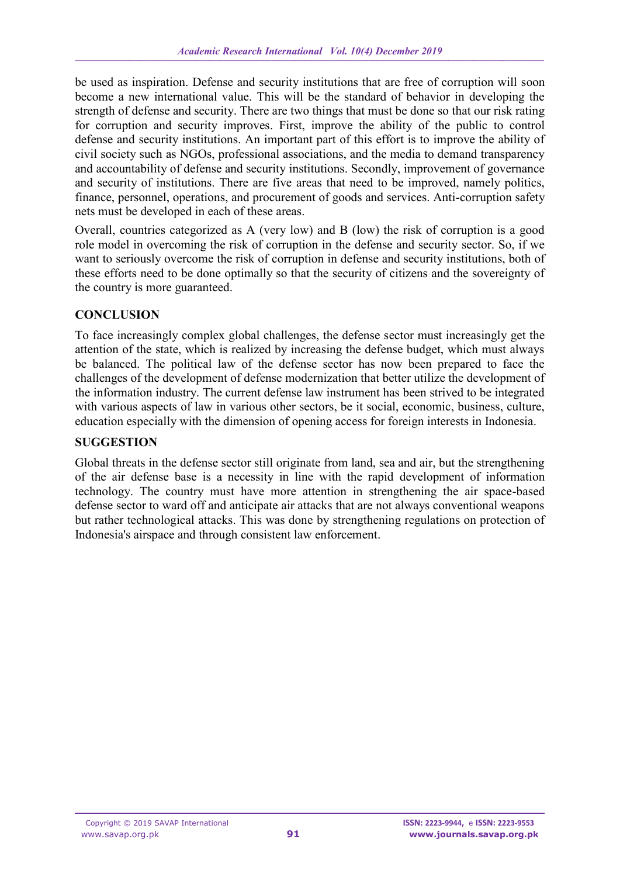be used as inspiration. Defense and security institutions that are free of corruption will soon become a new international value. This will be the standard of behavior in developing the strength of defense and security. There are two things that must be done so that our risk rating for corruption and security improves. First, improve the ability of the public to control defense and security institutions. An important part of this effort is to improve the ability of civil society such as NGOs, professional associations, and the media to demand transparency and accountability of defense and security institutions. Secondly, improvement of governance and security of institutions. There are five areas that need to be improved, namely politics, finance, personnel, operations, and procurement of goods and services. Anti-corruption safety nets must be developed in each of these areas.

Overall, countries categorized as A (very low) and B (low) the risk of corruption is a good role model in overcoming the risk of corruption in the defense and security sector. So, if we want to seriously overcome the risk of corruption in defense and security institutions, both of these efforts need to be done optimally so that the security of citizens and the sovereignty of the country is more guaranteed.

## CONCLUSION

To face increasingly complex global challenges, the defense sector must increasingly get the attention of the state, which is realized by increasing the defense budget, which must always be balanced. The political law of the defense sector has now been prepared to face the challenges of the development of defense modernization that better utilize the development of the information industry. The current defense law instrument has been strived to be integrated with various aspects of law in various other sectors, be it social, economic, business, culture, education especially with the dimension of opening access for foreign interests in Indonesia.

## SUGGESTION

Global threats in the defense sector still originate from land, sea and air, but the strengthening of the air defense base is a necessity in line with the rapid development of information technology. The country must have more attention in strengthening the air space-based defense sector to ward off and anticipate air attacks that are not always conventional weapons but rather technological attacks. This was done by strengthening regulations on protection of Indonesia's airspace and through consistent law enforcement.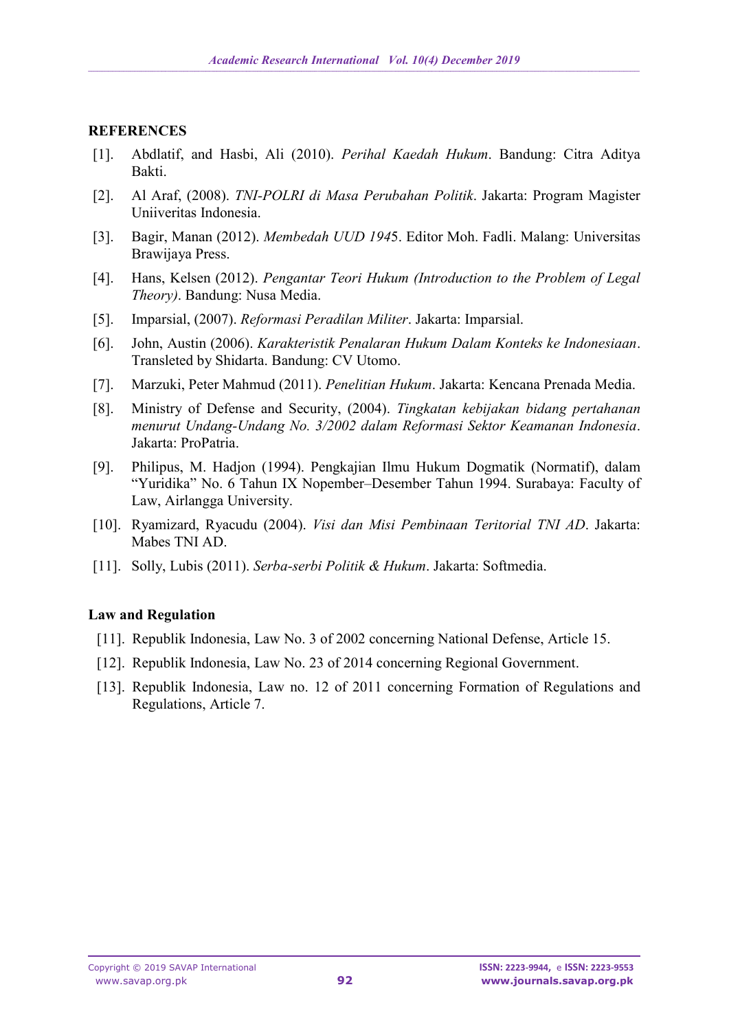## REFERENCES

[1]. Abdlatif, and Hasbi, Ali (2010). *Perihal Kaedah Hukum*. Bandung: Citra Aditya Bakti.

[2]. Al Araf, (2008). *TNI-POLRI di Masa Perubahan Politik*. Jakarta: Program Magister Uniiveritas Indonesia.

[3]. Bagir, Manan (2012). *Membedah UUD 1945*. Editor Moh. Fadli. Malang: Universitas Brawijaya Press.

[4]. Hans, Kelsen (2012). *Pengantar Teori Hukum (Introduction to the Problem of Legal Theory)*. Bandung: Nusa Media.

[5]. Imparsial, (2007). *Reformasi Peradilan Militer*. Jakarta: Imparsial.

[6]. John, Austin (2006). *Karakteristik Penalaran Hukum Dalam Konteks ke Indonesiaan*. Transleted by Shidarta. Bandung: CV Utomo.

[7]. Marzuki, Peter Mahmud (2011). *Penelitian Hukum*. Jakarta: Kencana Prenada Media.

[8]. Ministry of Defense and Security, (2004). *Tingkatan kebijakan bidang pertahanan menurut Undang-Undang No. 3/2002 dalam Reformasi Sektor Keamanan Indonesia*. Jakarta: ProPatria.

[9]. Philipus, M. Hadjon (1994). Pengkajian Ilmu Hukum Dogmatik (Normatif), dalam "Yuridika" No. 6 Tahun IX Nopember–Desember Tahun 1994. Surabaya: Faculty of Law, Airlangga University.

[10]. Ryamizard, Ryacudu (2004). *Visi dan Misi Pembinaan Teritorial TNI AD*. Jakarta: Mabes TNI AD.

[11]. Solly, Lubis (2011). *Serba-serbi Politik & Hukum*. Jakarta: Softmedia.

### Law and Regulation

[11]. Republik Indonesia, Law No. 3 of 2002 concerning National Defense, Article 15.

[12]. Republik Indonesia, Law No. 23 of 2014 concerning Regional Government.

[13]. Republik Indonesia, Law no. 12 of 2011 concerning Formation of Regulations and Regulations, Article 7.